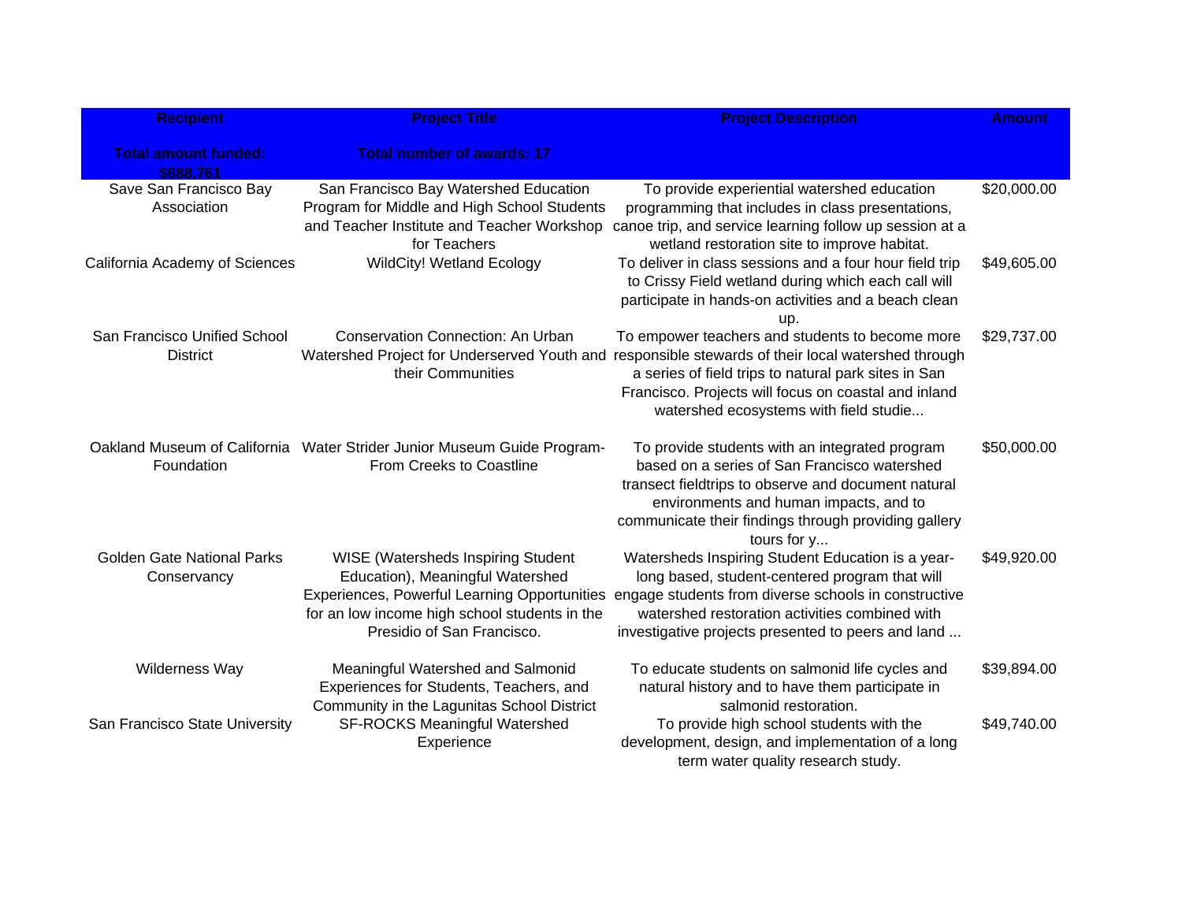| Recipient | Project Title | Project Description | Amount |
|---|---|---|---|
| **Total amount funded: $688,761** | **Total number of awards: 17** | | |
| Save San Francisco Bay Association | San Francisco Bay Watershed Education Program for Middle and High School Students and Teacher Institute and Teacher Workshop for Teachers | To provide experiential watershed education programming that includes in class presentations, canoe trip, and service learning follow up session at a wetland restoration site to improve habitat. | $20,000.00 |
| California Academy of Sciences | WildCity! Wetland Ecology | To deliver in class sessions and a four hour field trip to Crissy Field wetland during which each call will participate in hands-on activities and a beach clean up. | $49,605.00 |
| San Francisco Unified School District | Conservation Connection: An Urban Watershed Project for Underserved Youth and their Communities | To empower teachers and students to become more responsible stewards of their local watershed through a series of field trips to natural park sites in San Francisco. Projects will focus on coastal and inland watershed ecosystems with field studie... | $29,737.00 |
| Oakland Museum of California Foundation | Water Strider Junior Museum Guide Program- From Creeks to Coastline | To provide students with an integrated program based on a series of San Francisco watershed transect fieldtrips to observe and document natural environments and human impacts, and to communicate their findings through providing gallery tours for y... | $50,000.00 |
| Golden Gate National Parks Conservancy | WISE (Watersheds Inspiring Student Education), Meaningful Watershed Experiences, Powerful Learning Opportunities for an low income high school students in the Presidio of San Francisco. | Watersheds Inspiring Student Education is a year-long based, student-centered program that will engage students from diverse schools in constructive watershed restoration activities combined with investigative projects presented to peers and land ... | $49,920.00 |
| Wilderness Way | Meaningful Watershed and Salmonid Experiences for Students, Teachers, and Community in the Lagunitas School District | To educate students on salmonid life cycles and natural history and to have them participate in salmonid restoration. | $39,894.00 |
| San Francisco State University | SF-ROCKS Meaningful Watershed Experience | To provide high school students with the development, design, and implementation of a long term water quality research study. | $49,740.00 |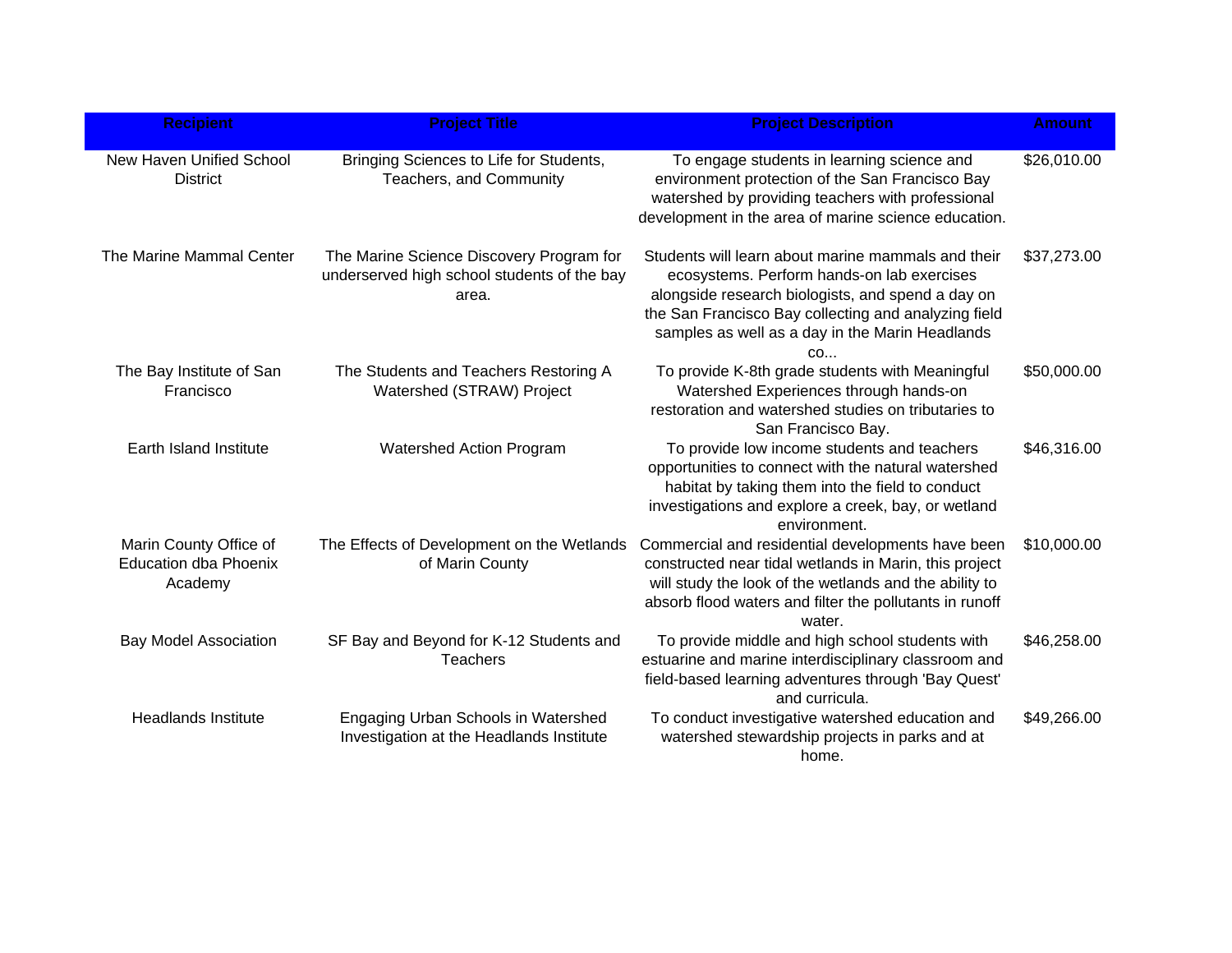| Recipient | Project Title | Project Description | Amount |
|---|---|---|---|
| New Haven Unified School District | Bringing Sciences to Life for Students, Teachers, and Community | To engage students in learning science and environment protection of the San Francisco Bay watershed by providing teachers with professional development in the area of marine science education. | $26,010.00 |
| The Marine Mammal Center | The Marine Science Discovery Program for underserved high school students of the bay area. | Students will learn about marine mammals and their ecosystems. Perform hands-on lab exercises alongside research biologists, and spend a day on the San Francisco Bay collecting and analyzing field samples as well as a day in the Marin Headlands co... | $37,273.00 |
| The Bay Institute of San Francisco | The Students and Teachers Restoring A Watershed (STRAW) Project | To provide K-8th grade students with Meaningful Watershed Experiences through hands-on restoration and watershed studies on tributaries to San Francisco Bay. | $50,000.00 |
| Earth Island Institute | Watershed Action Program | To provide low income students and teachers opportunities to connect with the natural watershed habitat by taking them into the field to conduct investigations and explore a creek, bay, or wetland environment. | $46,316.00 |
| Marin County Office of Education dba Phoenix Academy | The Effects of Development on the Wetlands of Marin County | Commercial and residential developments have been constructed near tidal wetlands in Marin, this project will study the look of the wetlands and the ability to absorb flood waters and filter the pollutants in runoff water. | $10,000.00 |
| Bay Model Association | SF Bay and Beyond for K-12 Students and Teachers | To provide middle and high school students with estuarine and marine interdisciplinary classroom and field-based learning adventures through 'Bay Quest' and curricula. | $46,258.00 |
| Headlands Institute | Engaging Urban Schools in Watershed Investigation at the Headlands Institute | To conduct investigative watershed education and watershed stewardship projects in parks and at home. | $49,266.00 |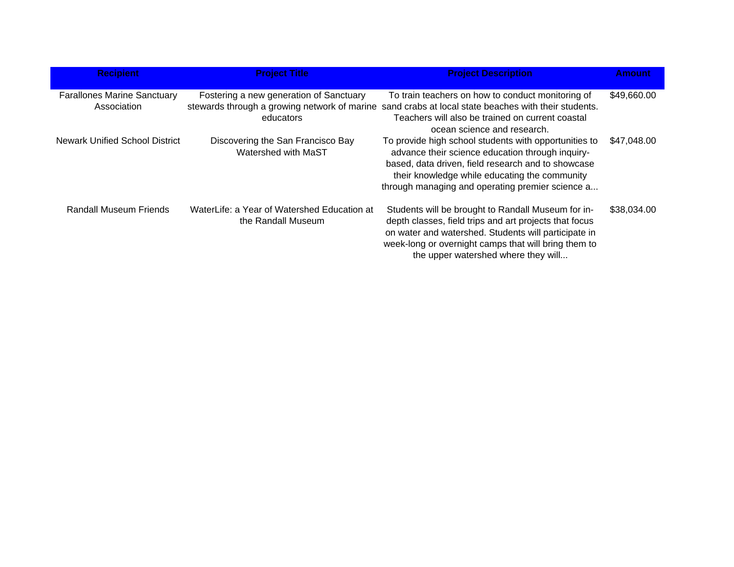| Recipient | Project Title | Project Description | Amount |
| --- | --- | --- | --- |
| Farallones Marine Sanctuary Association | Fostering a new generation of Sanctuary stewards through a growing network of marine educators | To train teachers on how to conduct monitoring of sand crabs at local state beaches with their students. Teachers will also be trained on current coastal ocean science and research. | $49,660.00 |
| Newark Unified School District | Discovering the San Francisco Bay Watershed with MaST | To provide high school students with opportunities to advance their science education through inquiry-based, data driven, field research and to showcase their knowledge while educating the community through managing and operating premier science a... | $47,048.00 |
| Randall Museum Friends | WaterLife: a Year of Watershed Education at the Randall Museum | Students will be brought to Randall Museum for in-depth classes, field trips and art projects that focus on water and watershed. Students will participate in week-long or overnight camps that will bring them to the upper watershed where they will... | $38,034.00 |